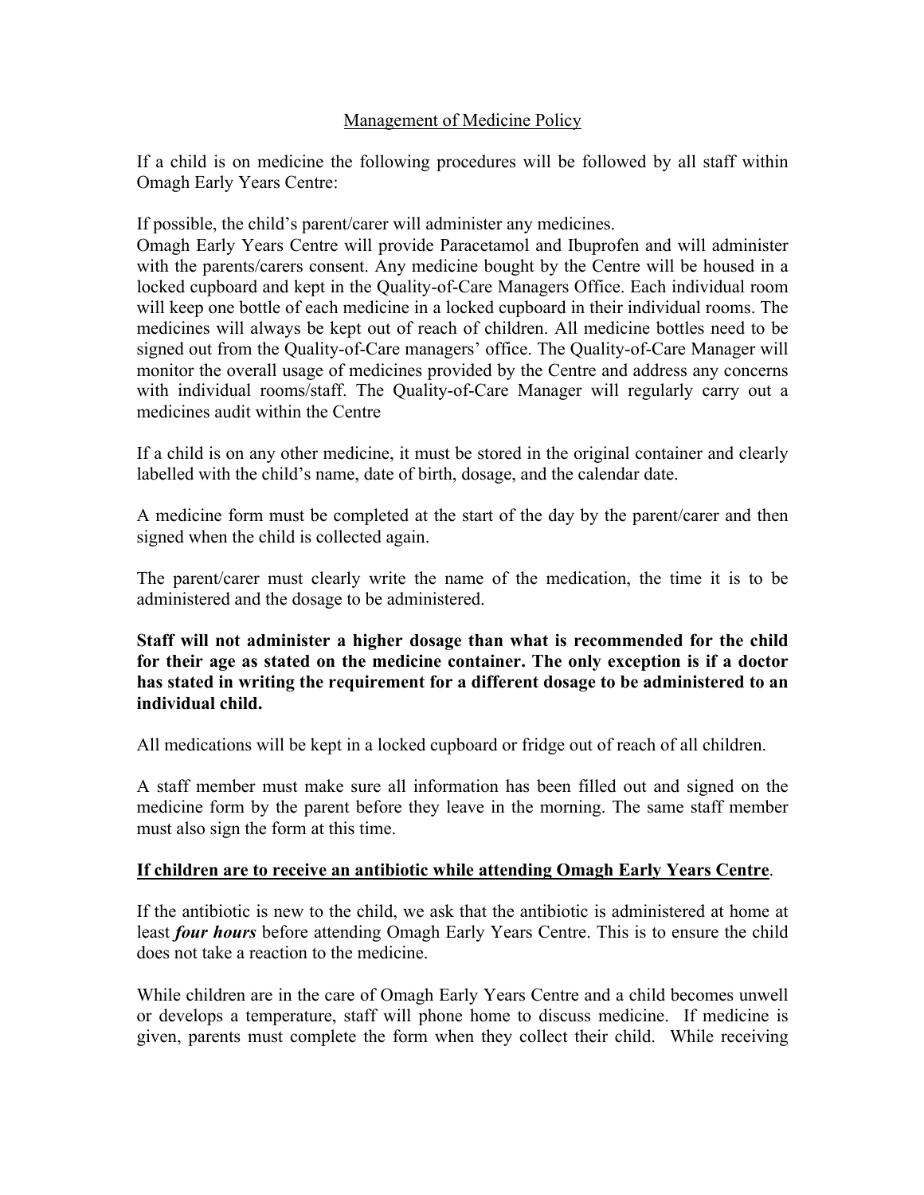# Management of Medicine Policy

If a child is on medicine the following procedures will be followed by all staff within Omagh Early Years Centre:

If possible, the child's parent/carer will administer any medicines.
Omagh Early Years Centre will provide Paracetamol and Ibuprofen and will administer with the parents/carers consent. Any medicine bought by the Centre will be housed in a locked cupboard and kept in the Quality-of-Care Managers Office. Each individual room will keep one bottle of each medicine in a locked cupboard in their individual rooms. The medicines will always be kept out of reach of children. All medicine bottles need to be signed out from the Quality-of-Care managers' office. The Quality-of-Care Manager will monitor the overall usage of medicines provided by the Centre and address any concerns with individual rooms/staff. The Quality-of-Care Manager will regularly carry out a medicines audit within the Centre

If a child is on any other medicine, it must be stored in the original container and clearly labelled with the child's name, date of birth, dosage, and the calendar date.

A medicine form must be completed at the start of the day by the parent/carer and then signed when the child is collected again.

The parent/carer must clearly write the name of the medication, the time it is to be administered and the dosage to be administered.

**Staff will not administer a higher dosage than what is recommended for the child for their age as stated on the medicine container. The only exception is if a doctor has stated in writing the requirement for a different dosage to be administered to an individual child.**

All medications will be kept in a locked cupboard or fridge out of reach of all children.

A staff member must make sure all information has been filled out and signed on the medicine form by the parent before they leave in the morning. The same staff member must also sign the form at this time.

## **If children are to receive an antibiotic while attending Omagh Early Years Centre**.

If the antibiotic is new to the child, we ask that the antibiotic is administered at home at least ***four hours*** before attending Omagh Early Years Centre. This is to ensure the child does not take a reaction to the medicine.

While children are in the care of Omagh Early Years Centre and a child becomes unwell or develops a temperature, staff will phone home to discuss medicine. If medicine is given, parents must complete the form when they collect their child. While receiving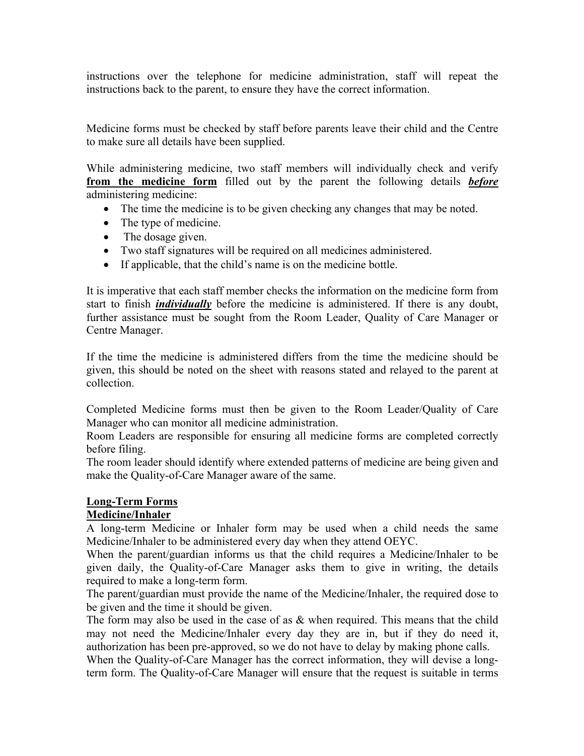instructions over the telephone for medicine administration, staff will repeat the instructions back to the parent, to ensure they have the correct information.

Medicine forms must be checked by staff before parents leave their child and the Centre to make sure all details have been supplied.

While administering medicine, two staff members will individually check and verify **<u>from the medicine form</u>** filled out by the parent the following details ***<u>before</u>*** administering medicine:

- The time the medicine is to be given checking any changes that may be noted.
- The type of medicine.
- The dosage given.
- Two staff signatures will be required on all medicines administered.
- If applicable, that the child's name is on the medicine bottle.

It is imperative that each staff member checks the information on the medicine form from start to finish ***<u>individually</u>*** before the medicine is administered. If there is any doubt, further assistance must be sought from the Room Leader, Quality of Care Manager or Centre Manager.

If the time the medicine is administered differs from the time the medicine should be given, this should be noted on the sheet with reasons stated and relayed to the parent at collection.

Completed Medicine forms must then be given to the Room Leader/Quality of Care Manager who can monitor all medicine administration.
Room Leaders are responsible for ensuring all medicine forms are completed correctly before filing.
The room leader should identify where extended patterns of medicine are being given and make the Quality-of-Care Manager aware of the same.

**<u>Long-Term Forms</u>**
**<u>Medicine/Inhaler</u>**
A long-term Medicine or Inhaler form may be used when a child needs the same Medicine/Inhaler to be administered every day when they attend OEYC.
When the parent/guardian informs us that the child requires a Medicine/Inhaler to be given daily, the Quality-of-Care Manager asks them to give in writing, the details required to make a long-term form.
The parent/guardian must provide the name of the Medicine/Inhaler, the required dose to be given and the time it should be given.
The form may also be used in the case of as & when required. This means that the child may not need the Medicine/Inhaler every day they are in, but if they do need it, authorization has been pre-approved, so we do not have to delay by making phone calls.
When the Quality-of-Care Manager has the correct information, they will devise a long-term form. The Quality-of-Care Manager will ensure that the request is suitable in terms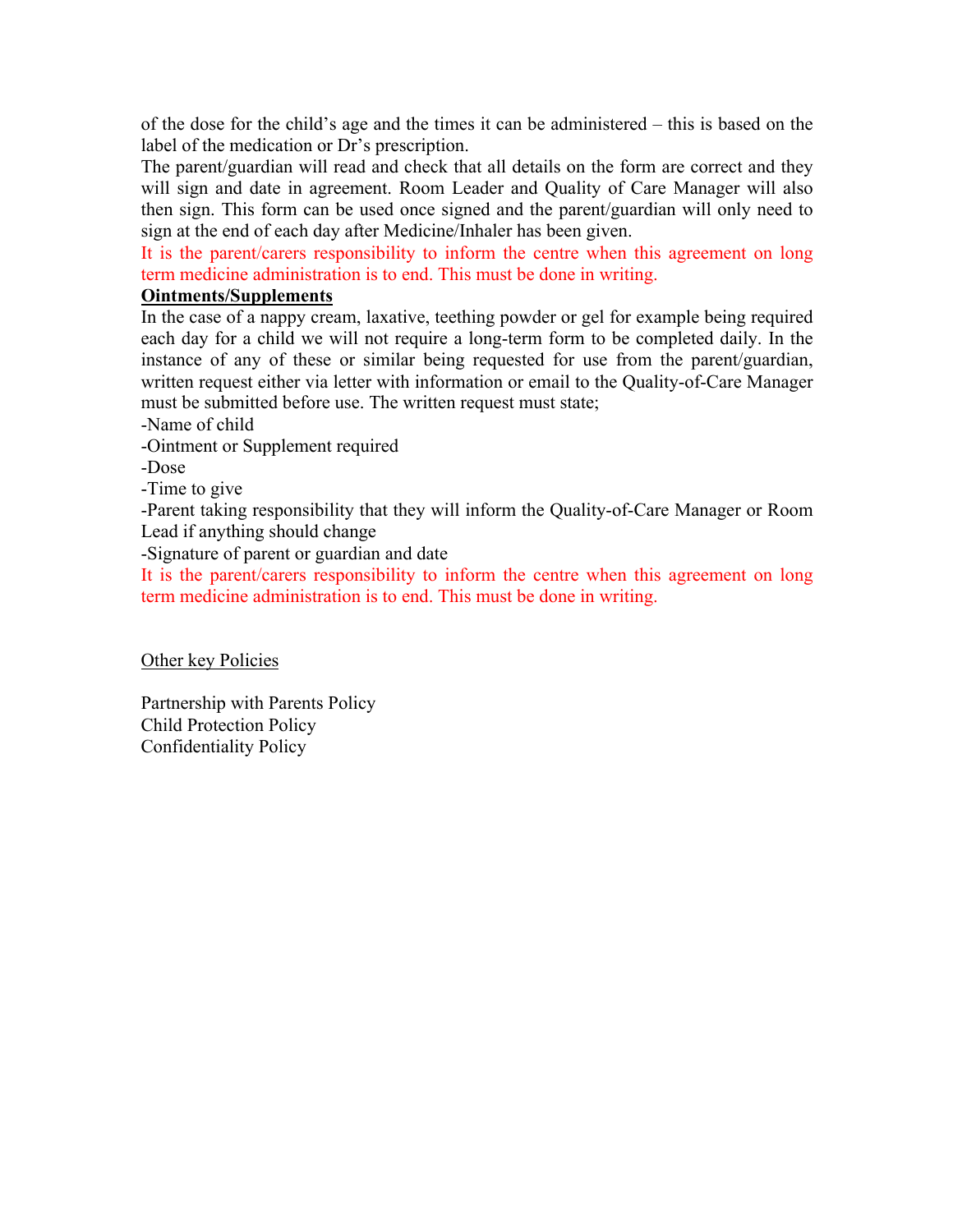of the dose for the child's age and the times it can be administered – this is based on the label of the medication or Dr's prescription.

The parent/guardian will read and check that all details on the form are correct and they will sign and date in agreement. Room Leader and Quality of Care Manager will also then sign. This form can be used once signed and the parent/guardian will only need to sign at the end of each day after Medicine/Inhaler has been given.

It is the parent/carers responsibility to inform the centre when this agreement on long term medicine administration is to end. This must be done in writing.

**Ointments/Supplements**

In the case of a nappy cream, laxative, teething powder or gel for example being required each day for a child we will not require a long-term form to be completed daily. In the instance of any of these or similar being requested for use from the parent/guardian, written request either via letter with information or email to the Quality-of-Care Manager must be submitted before use. The written request must state;

-Name of child

-Ointment or Supplement required

-Dose

-Time to give

-Parent taking responsibility that they will inform the Quality-of-Care Manager or Room Lead if anything should change

-Signature of parent or guardian and date

It is the parent/carers responsibility to inform the centre when this agreement on long term medicine administration is to end. This must be done in writing.

Other key Policies

Partnership with Parents Policy
Child Protection Policy
Confidentiality Policy